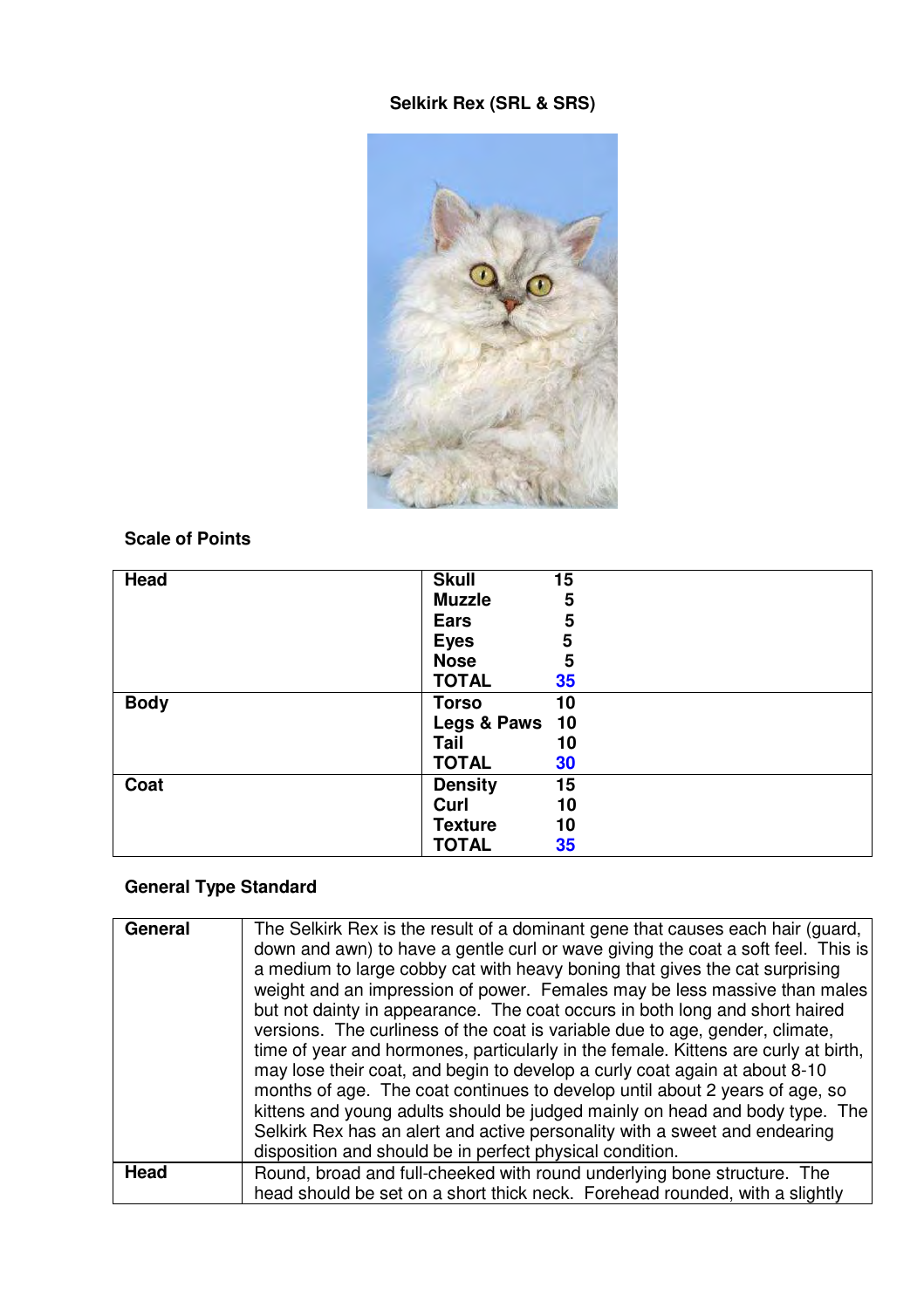# Selkirk Rex (SRL & SRS)

## Scale of Points

| | | |
|---|---|---|
| **Head** | **Skull** | **15** |
| | **Muzzle** | **5** |
| | **Ears** | **5** |
| | **Eyes** | **5** |
| | **Nose** | **5** |
| | **TOTAL** | **35** |
| **Body** | **Torso** | **10** |
| | **Legs & Paws** | **10** |
| | **Tail** | **10** |
| | **TOTAL** | **30** |
| **Coat** | **Density** | **15** |
| | **Curl** | **10** |
| | **Texture** | **10** |
| | **TOTAL** | **35** |

## General Type Standard

| | |
|---|---|
| **General** | The Selkirk Rex is the result of a dominant gene that causes each hair (guard, down and awn) to have a gentle curl or wave giving the coat a soft feel. This is a medium to large cobby cat with heavy boning that gives the cat surprising weight and an impression of power. Females may be less massive than males but not dainty in appearance. The coat occurs in both long and short haired versions. The curliness of the coat is variable due to age, gender, climate, time of year and hormones, particularly in the female. Kittens are curly at birth, may lose their coat, and begin to develop a curly coat again at about 8-10 months of age. The coat continues to develop until about 2 years of age, so kittens and young adults should be judged mainly on head and body type. The Selkirk Rex has an alert and active personality with a sweet and endearing disposition and should be in perfect physical condition. |
| **Head** | Round, broad and full-cheeked with round underlying bone structure. The head should be set on a short thick neck. Forehead rounded, with a slightly |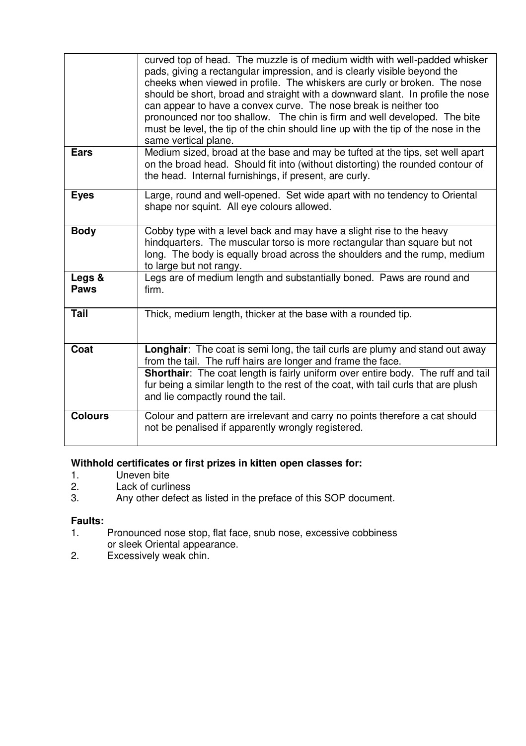| | |
|---|---|
| | curved top of head. The muzzle is of medium width with well-padded whisker pads, giving a rectangular impression, and is clearly visible beyond the cheeks when viewed in profile. The whiskers are curly or broken. The nose should be short, broad and straight with a downward slant. In profile the nose can appear to have a convex curve. The nose break is neither too pronounced nor too shallow. The chin is firm and well developed. The bite must be level, the tip of the chin should line up with the tip of the nose in the same vertical plane. |
| **Ears** | Medium sized, broad at the base and may be tufted at the tips, set well apart on the broad head. Should fit into (without distorting) the rounded contour of the head. Internal furnishings, if present, are curly. |
| **Eyes** | Large, round and well-opened. Set wide apart with no tendency to Oriental shape nor squint. All eye colours allowed. |
| **Body** | Cobby type with a level back and may have a slight rise to the heavy hindquarters. The muscular torso is more rectangular than square but not long. The body is equally broad across the shoulders and the rump, medium to large but not rangy. |
| **Legs & Paws** | Legs are of medium length and substantially boned. Paws are round and firm. |
| **Tail** | Thick, medium length, thicker at the base with a rounded tip. |
| **Coat** | **Longhair**: The coat is semi long, the tail curls are plumy and stand out away from the tail. The ruff hairs are longer and frame the face. |
| | **Shorthair**: The coat length is fairly uniform over entire body. The ruff and tail fur being a similar length to the rest of the coat, with tail curls that are plush and lie compactly round the tail. |
| **Colours** | Colour and pattern are irrelevant and carry no points therefore a cat should not be penalised if apparently wrongly registered. |

**Withhold certificates or first prizes in kitten open classes for:**

1. Uneven bite
2. Lack of curliness
3. Any other defect as listed in the preface of this SOP document.

**Faults:**

1. Pronounced nose stop, flat face, snub nose, excessive cobbiness or sleek Oriental appearance.
2. Excessively weak chin.